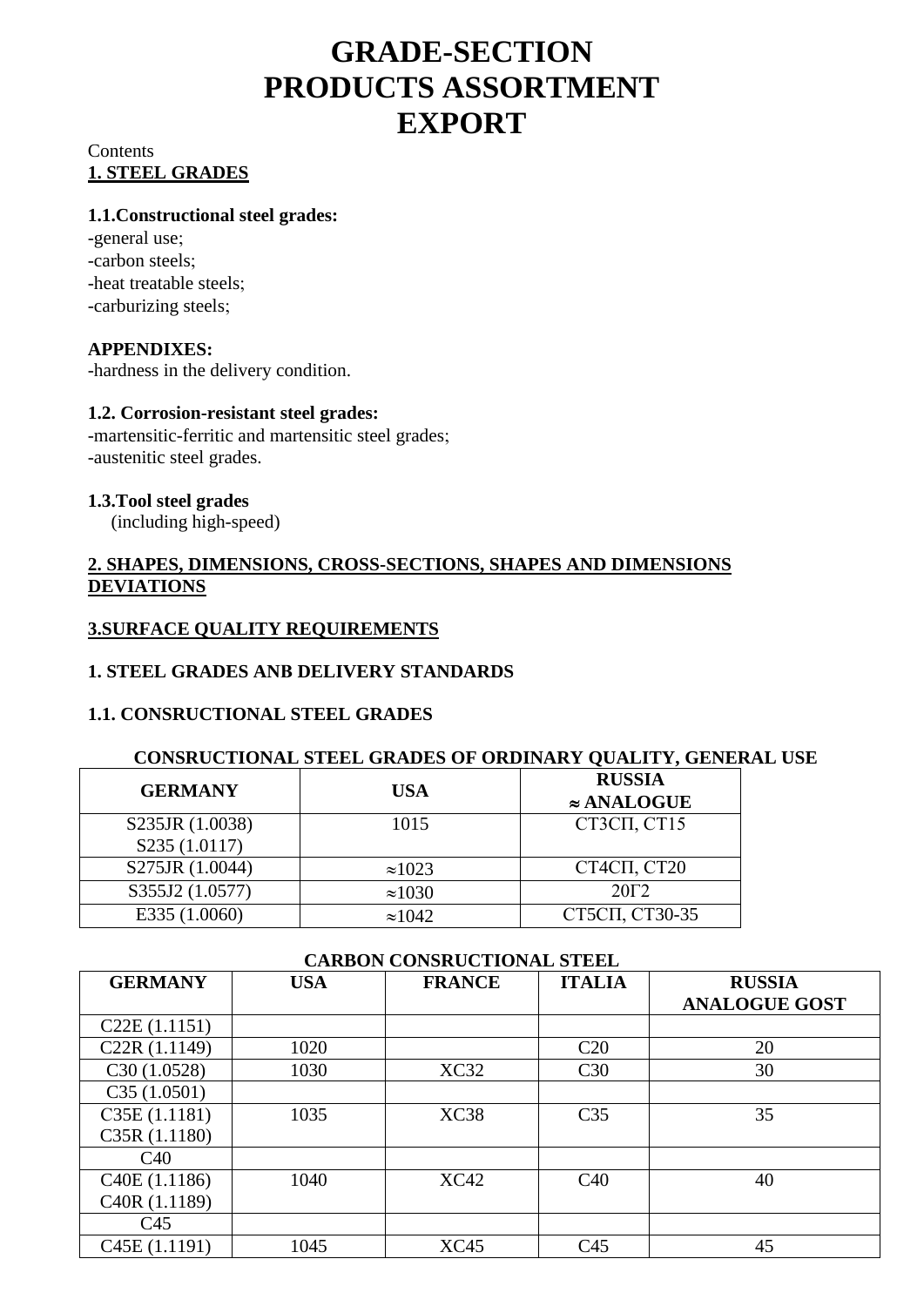# GRADE-SECTION
# PRODUCTS ASSORTMENT
# EXPORT

Contents

**1. STEEL GRADES**

**1.1.Constructional steel grades:**
-general use;
-carbon steels;
-heat treatable steels;
-carburizing steels;

**APPENDIXES:**
-hardness in the delivery condition.

**1.2. Corrosion-resistant steel grades:**
-martensitic-ferritic and martensitic steel grades;
-austenitic steel grades.

**1.3.Tool steel grades**
(including high-speed)

**2. SHAPES, DIMENSIONS, CROSS-SECTIONS, SHAPES AND DIMENSIONS DEVIATIONS**

**3.SURFACE QUALITY REQUIREMENTS**

## 1. STEEL GRADES ANB DELIVERY STANDARDS

## 1.1. CONSRUCTIONAL STEEL GRADES

**CONSRUCTIONAL STEEL GRADES OF ORDINARY QUALITY, GENERAL USE**

| GERMANY | USA | RUSSIA ≈ ANALOGUE |
|---|---|---|
| S235JR (1.0038) S235 (1.0117) | 1015 | СТ3СП, СТ15 |
| S275JR (1.0044) | ≈1023 | СТ4СП, СТ20 |
| S355J2 (1.0577) | ≈1030 | 20Г2 |
| E335 (1.0060) | ≈1042 | СТ5СП, СТ30-35 |

**CARBON CONSRUCTIONAL STEEL**

| GERMANY | USA | FRANCE | ITALIA | RUSSIA ANALOGUE GOST |
|---|---|---|---|---|
| C22E (1.1151) | | | | |
| C22R (1.1149) | 1020 | | C20 | 20 |
| C30 (1.0528) | 1030 | XC32 | C30 | 30 |
| C35 (1.0501) | | | | |
| C35E (1.1181) C35R (1.1180) | 1035 | XC38 | C35 | 35 |
| C40 | | | | |
| C40E (1.1186) C40R (1.1189) | 1040 | XC42 | C40 | 40 |
| C45 | | | | |
| C45E (1.1191) | 1045 | XC45 | C45 | 45 |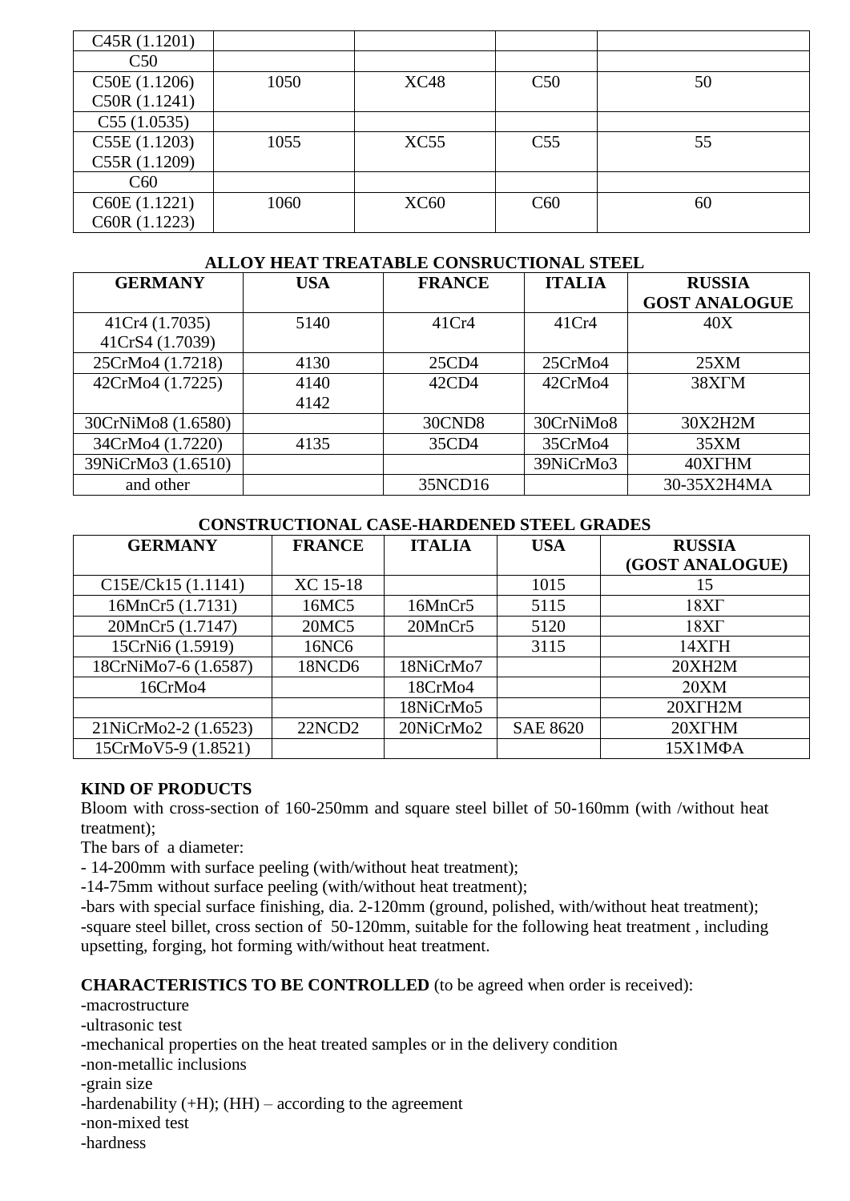| C45R (1.1201) | | | | |
|---|---|---|---|---|
| C50 | | | | |
| C50E (1.1206) C50R (1.1241) | 1050 | XC48 | C50 | 50 |
| C55 (1.0535) | | | | |
| C55E (1.1203) C55R (1.1209) | 1055 | XC55 | C55 | 55 |
| C60 | | | | |
| C60E (1.1221) C60R (1.1223) | 1060 | XC60 | C60 | 60 |

## ALLOY HEAT TREATABLE CONSRUCTIONAL STEEL

| GERMANY | USA | FRANCE | ITALIA | RUSSIA GOST ANALOGUE |
|---|---|---|---|---|
| 41Cr4 (1.7035) 41CrS4 (1.7039) | 5140 | 41Cr4 | 41Cr4 | 40Х |
| 25CrMo4 (1.7218) | 4130 | 25CD4 | 25CrMo4 | 25ХМ |
| 42CrMo4 (1.7225) | 4140 4142 | 42CD4 | 42CrMo4 | 38ХГМ |
| 30CrNiMo8 (1.6580) | | 30CND8 | 30CrNiMo8 | 30Х2Н2М |
| 34CrMo4 (1.7220) | 4135 | 35CD4 | 35CrMo4 | 35ХМ |
| 39NiCrMo3 (1.6510) | | | 39NiCrMo3 | 40ХГНМ |
| and other | | 35NCD16 | | 30-35Х2Н4МА |

## CONSTRUCTIONAL CASE-HARDENED STEEL GRADES

| GERMANY | FRANCE | ITALIA | USA | RUSSIA (GOST ANALOGUE) |
|---|---|---|---|---|
| C15E/Ck15 (1.1141) | XC 15-18 | | 1015 | 15 |
| 16MnCr5 (1.7131) | 16MC5 | 16MnCr5 | 5115 | 18ХГ |
| 20MnCr5 (1.7147) | 20MC5 | 20MnCr5 | 5120 | 18ХГ |
| 15CrNi6 (1.5919) | 16NC6 | | 3115 | 14ХГН |
| 18CrNiMo7-6 (1.6587) | 18NCD6 | 18NiCrMo7 | | 20ХН2М |
| 16CrMo4 | | 18CrMo4 | | 20ХМ |
| | | 18NiCrMo5 | | 20ХГН2М |
| 21NiCrMo2-2 (1.6523) | 22NCD2 | 20NiCrMo2 | SAE 8620 | 20ХГНМ |
| 15CrMoV5-9 (1.8521) | | | | 15Х1МФА |

**KIND OF PRODUCTS**

Bloom with cross-section of 160-250mm and square steel billet of 50-160mm (with /without heat treatment);

The bars of a diameter:

- 14-200mm with surface peeling (with/without heat treatment);
- 14-75mm without surface peeling (with/without heat treatment);
- bars with special surface finishing, dia. 2-120mm (ground, polished, with/without heat treatment);
- square steel billet, cross section of 50-120mm, suitable for the following heat treatment , including upsetting, forging, hot forming with/without heat treatment.

**CHARACTERISTICS TO BE CONTROLLED** (to be agreed when order is received):

- macrostructure
- ultrasonic test
- mechanical properties on the heat treated samples or in the delivery condition
- non-metallic inclusions
- grain size
- hardenability (+H); (HH) – according to the agreement
- non-mixed test
- hardness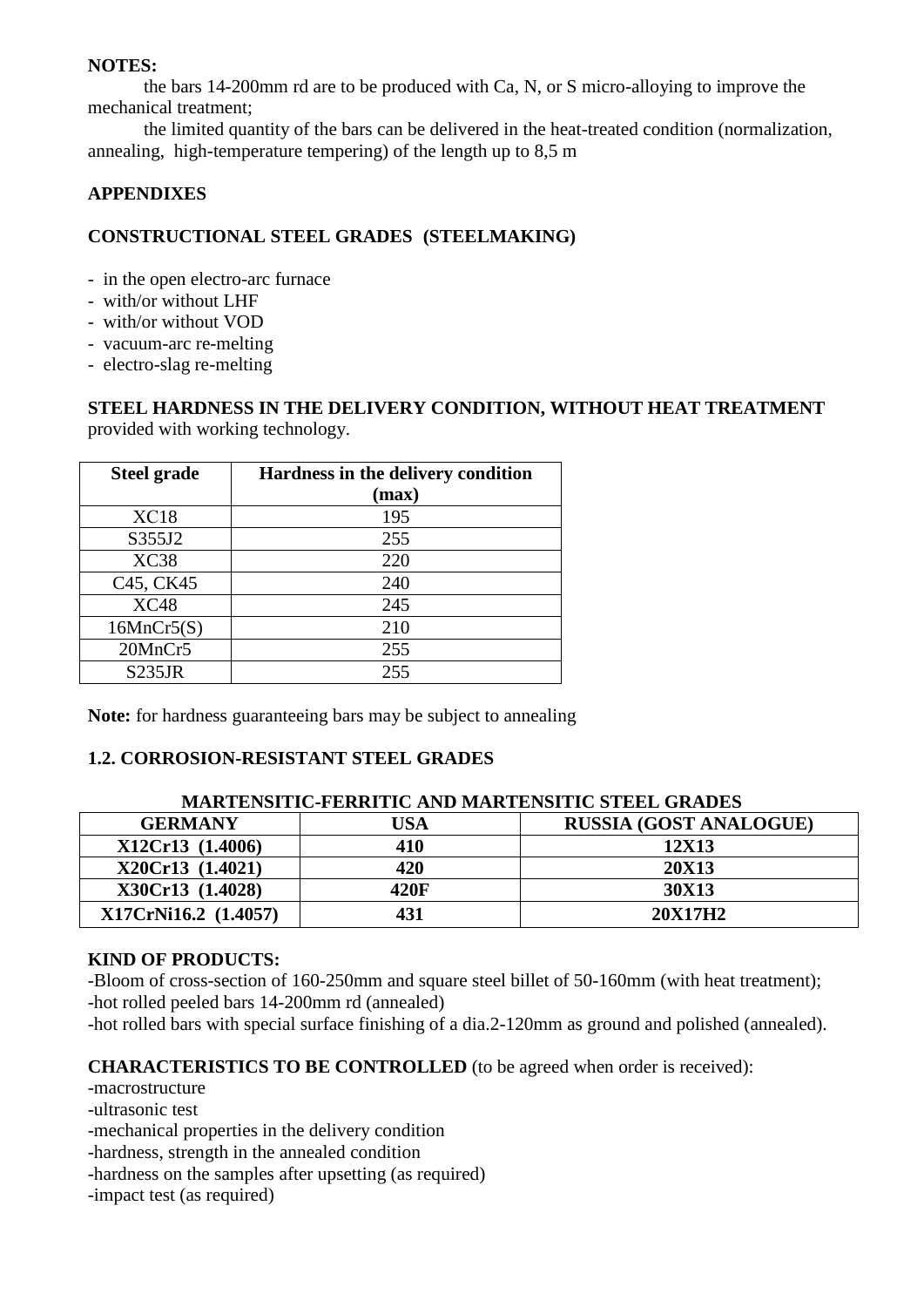**NOTES:**

the bars 14-200mm rd are to be produced with Ca, N, or S micro-alloying to improve the mechanical treatment;

the limited quantity of the bars can be delivered in the heat-treated condition (normalization, annealing, high-temperature tempering) of the length up to 8,5 m

**APPENDIXES**

**CONSTRUCTIONAL STEEL GRADES (STEELMAKING)**

- in the open electro-arc furnace
- with/or without LHF
- with/or without VOD
- vacuum-arc re-melting
- electro-slag re-melting

**STEEL HARDNESS IN THE DELIVERY CONDITION, WITHOUT HEAT TREATMENT** provided with working technology.

| Steel grade | Hardness in the delivery condition (max) |
|---|---|
| XC18 | 195 |
| S355J2 | 255 |
| XC38 | 220 |
| C45, CK45 | 240 |
| XC48 | 245 |
| 16MnCr5(S) | 210 |
| 20MnCr5 | 255 |
| S235JR | 255 |

**Note:** for hardness guaranteeing bars may be subject to annealing

**1.2. CORROSION-RESISTANT STEEL GRADES**

**MARTENSITIC-FERRITIC AND MARTENSITIC STEEL GRADES**

| GERMANY | USA | RUSSIA (GOST ANALOGUE) |
|---|---|---|
| **X12Cr13 (1.4006)** | **410** | **12X13** |
| **X20Cr13 (1.4021)** | **420** | **20X13** |
| **X30Cr13 (1.4028)** | **420F** | **30X13** |
| **X17CrNi16.2 (1.4057)** | **431** | **20X17H2** |

**KIND OF PRODUCTS:**

-Bloom of cross-section of 160-250mm and square steel billet of 50-160mm (with heat treatment);
-hot rolled peeled bars 14-200mm rd (annealed)
-hot rolled bars with special surface finishing of a dia.2-120mm as ground and polished (annealed).

**CHARACTERISTICS TO BE CONTROLLED** (to be agreed when order is received):

-macrostructure
-ultrasonic test
-mechanical properties in the delivery condition
-hardness, strength in the annealed condition
-hardness on the samples after upsetting (as required)
-impact test (as required)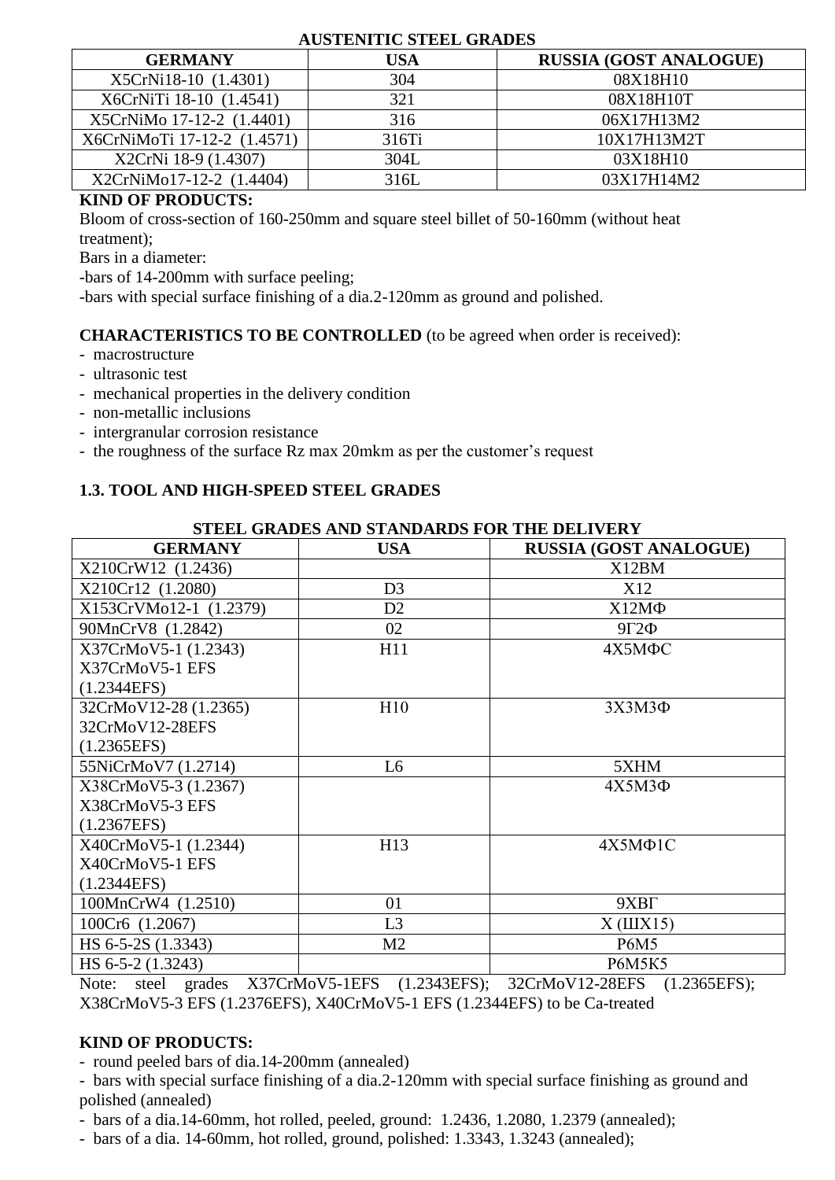**AUSTENITIC STEEL GRADES**

| GERMANY | USA | RUSSIA (GOST ANALOGUE) |
|---|---|---|
| X5CrNi18-10 (1.4301) | 304 | 08X18H10 |
| X6CrNiTi 18-10 (1.4541) | 321 | 08X18H10T |
| X5CrNiMo 17-12-2 (1.4401) | 316 | 06X17H13M2 |
| X6CrNiMoTi 17-12-2 (1.4571) | 316Ti | 10X17H13M2T |
| X2CrNi 18-9 (1.4307) | 304L | 03X18H10 |
| X2CrNiMo17-12-2 (1.4404) | 316L | 03X17H14M2 |

**KIND OF PRODUCTS:**

Bloom of cross-section of 160-250mm and square steel billet of 50-160mm (without heat treatment);

Bars in a diameter:

-bars of 14-200mm with surface peeling;

-bars with special surface finishing of a dia.2-120mm as ground and polished.

**CHARACTERISTICS TO BE CONTROLLED** (to be agreed when order is received):

- macrostructure
- ultrasonic test
- mechanical properties in the delivery condition
- non-metallic inclusions
- intergranular corrosion resistance
- the roughness of the surface Rz max 20mkm as per the customer's request

### 1.3. TOOL AND HIGH-SPEED STEEL GRADES

**STEEL GRADES AND STANDARDS FOR THE DELIVERY**

| GERMANY | USA | RUSSIA (GOST ANALOGUE) |
|---|---|---|
| X210CrW12 (1.2436) | | X12BM |
| X210Cr12 (1.2080) | D3 | X12 |
| X153CrVMo12-1 (1.2379) | D2 | X12MФ |
| 90MnCrV8 (1.2842) | 02 | 9Г2Ф |
| X37CrMoV5-1 (1.2343) X37CrMoV5-1 EFS (1.2344EFS) | H11 | 4X5MФC |
| 32CrMoV12-28 (1.2365) 32CrMoV12-28EFS (1.2365EFS) | H10 | 3X3M3Ф |
| 55NiCrMoV7 (1.2714) | L6 | 5XHM |
| X38CrMoV5-3 (1.2367) X38CrMoV5-3 EFS (1.2367EFS) | | 4X5M3Ф |
| X40CrMoV5-1 (1.2344) X40CrMoV5-1 EFS (1.2344EFS) | H13 | 4X5MФ1C |
| 100MnCrW4 (1.2510) | 01 | 9XBГ |
| 100Cr6 (1.2067) | L3 | X (ШX15) |
| HS 6-5-2S (1.3343) | M2 | P6M5 |
| HS 6-5-2 (1.3243) | | P6M5K5 |

Note: steel grades X37CrMoV5-1EFS (1.2343EFS); 32CrMoV12-28EFS (1.2365EFS); X38CrMoV5-3 EFS (1.2376EFS), X40CrMoV5-1 EFS (1.2344EFS) to be Ca-treated

**KIND OF PRODUCTS:**

- round peeled bars of dia.14-200mm (annealed)
- bars with special surface finishing of a dia.2-120mm with special surface finishing as ground and polished (annealed)
- bars of a dia.14-60mm, hot rolled, peeled, ground: 1.2436, 1.2080, 1.2379 (annealed);
- bars of a dia. 14-60mm, hot rolled, ground, polished: 1.3343, 1.3243 (annealed);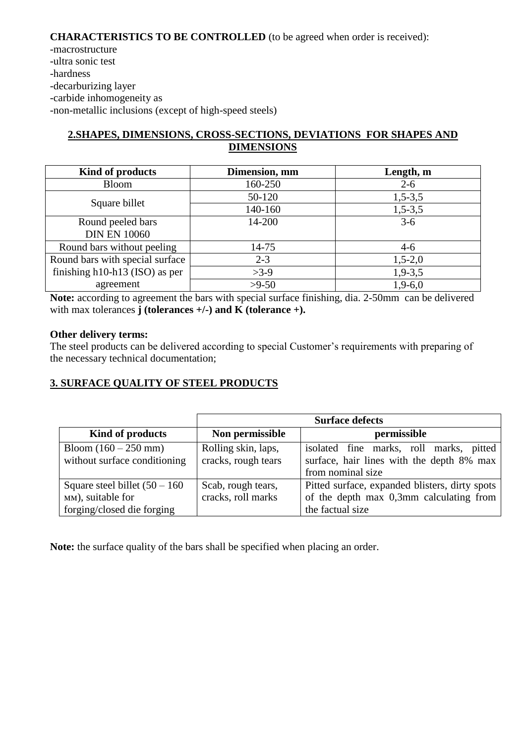**CHARACTERISTICS TO BE CONTROLLED** (to be agreed when order is received):

-macrostructure
-ultra sonic test
-hardness
-decarburizing layer
-carbide inhomogeneity as
-non-metallic inclusions (except of high-speed steels)

## 2.SHAPES, DIMENSIONS, CROSS-SECTIONS, DEVIATIONS FOR SHAPES AND DIMENSIONS

| Kind of products | Dimension, mm | Length, m |
|---|---|---|
| Bloom | 160-250 | 2-6 |
| Square billet | 50-120 | 1,5-3,5 |
| | 140-160 | 1,5-3,5 |
| Round peeled bars DIN EN 10060 | 14-200 | 3-6 |
| Round bars without peeling | 14-75 | 4-6 |
| Round bars with special surface finishing h10-h13 (ISO) as per agreement | 2-3 | 1,5-2,0 |
| | >3-9 | 1,9-3,5 |
| | >9-50 | 1,9-6,0 |

**Note:** according to agreement the bars with special surface finishing, dia. 2-50mm can be delivered with max tolerances **j (tolerances +/-) and K (tolerance +).**

**Other delivery terms:**
The steel products can be delivered according to special Customer's requirements with preparing of the necessary technical documentation;

## 3. SURFACE QUALITY OF STEEL PRODUCTS

| | Surface defects | |
|---|---|---|
| **Kind of products** | **Non permissible** | **permissible** |
| Bloom (160 – 250 mm) without surface conditioning | Rolling skin, laps, cracks, rough tears | isolated fine marks, roll marks, pitted surface, hair lines with the depth 8% max from nominal size |
| Square steel billet (50 – 160 мм), suitable for forging/closed die forging | Scab, rough tears, cracks, roll marks | Pitted surface, expanded blisters, dirty spots of the depth max 0,3mm calculating from the factual size |

**Note:** the surface quality of the bars shall be specified when placing an order.